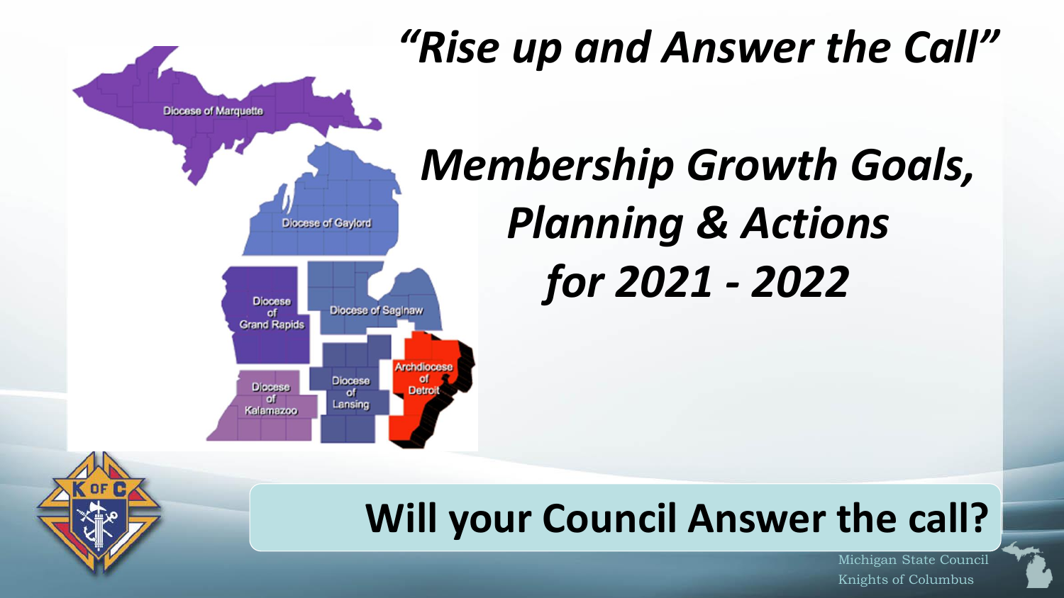# *"Rise up and Answer the Call"*

# *Membership Growth Goals, Planning & Actions for 2021 - 2022*

Diocese of Marquette

Diocese of Gaylord

Diocese of Grand Rapids

Diocese of Saginaw

Diocese of Kalamazoo

Diocese of Lansing

Archdiocese of Detroit

## Will your Council Answer the call?

Michigan State Council
Knights of Columbus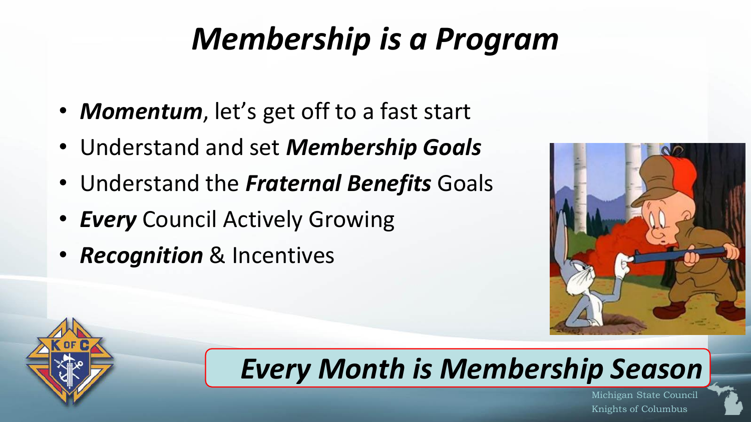# *Membership is a Program*

- ***Momentum***, let's get off to a fast start
- Understand and set ***Membership Goals***
- Understand the ***Fraternal Benefits*** Goals
- ***Every*** Council Actively Growing
- ***Recognition*** & Incentives

***Every Month is Membership Season***

Michigan State Council
Knights of Columbus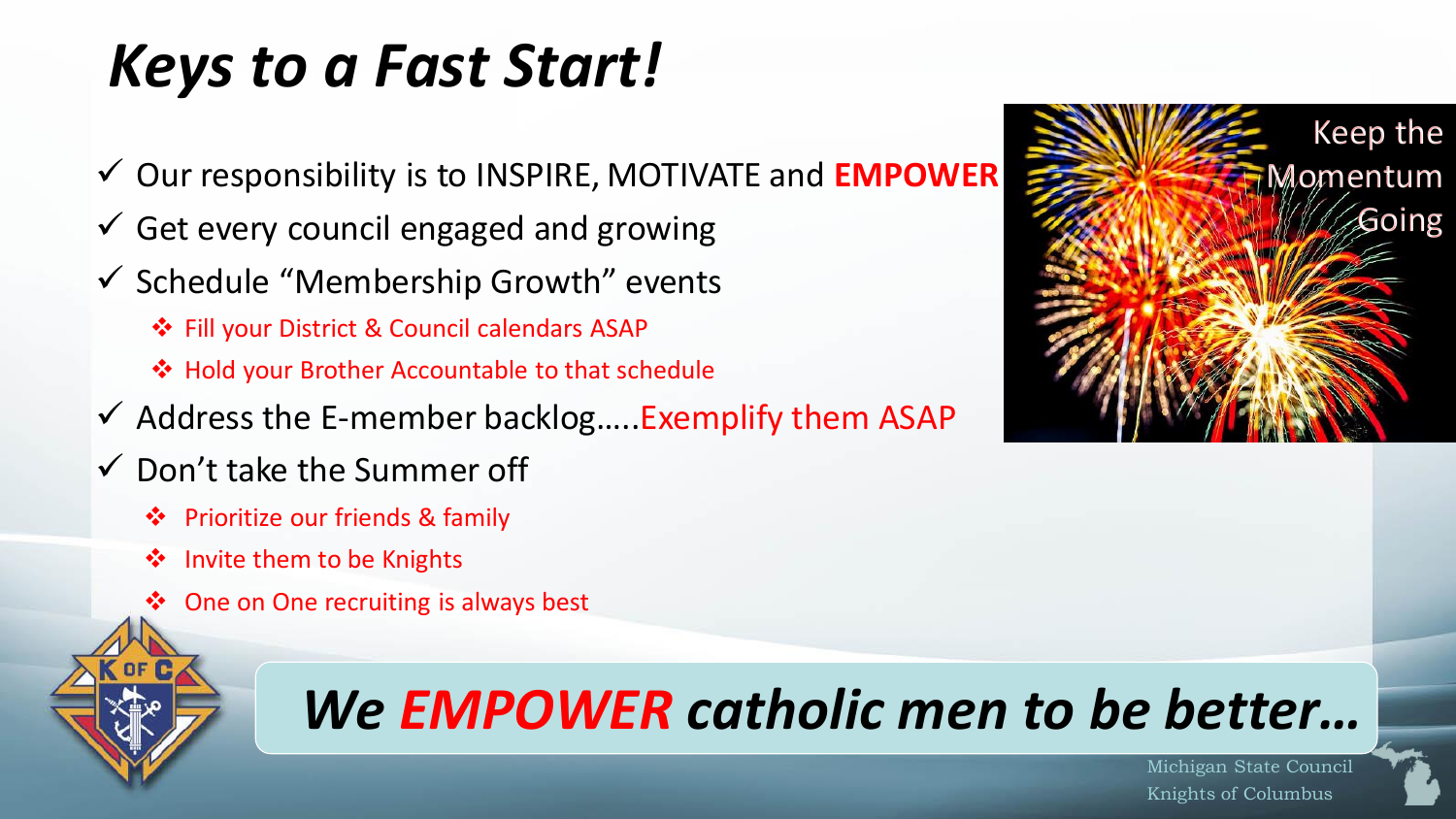# *Keys to a Fast Start!*

- ✓ Our responsibility is to INSPIRE, MOTIVATE and **EMPOWER**
- ✓ Get every council engaged and growing
- ✓ Schedule "Membership Growth" events
  - ❖ Fill your District & Council calendars ASAP
  - ❖ Hold your Brother Accountable to that schedule
- ✓ Address the E-member backlog…..Exemplify them ASAP
- ✓ Don't take the Summer off
  - ❖ Prioritize our friends & family
  - ❖ Invite them to be Knights
  - ❖ One on One recruiting is always best

Keep the Momentum Going

***We EMPOWER catholic men to be better…***

Michigan State Council
Knights of Columbus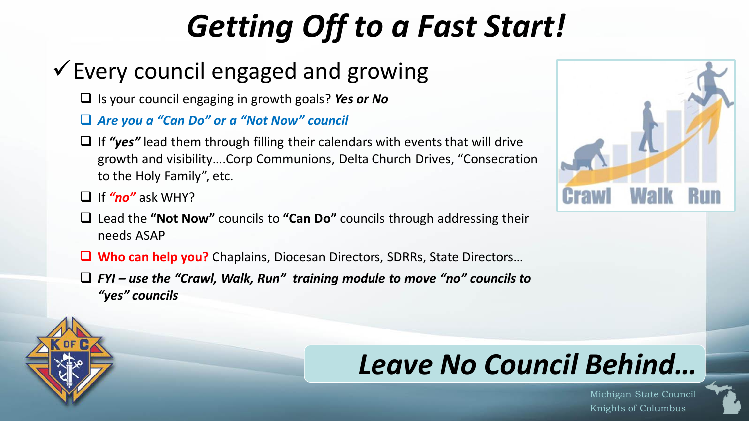# *Getting Off to a Fast Start!*

## ✓ Every council engaged and growing

- ❑ Is your council engaging in growth goals? ***Yes or No***
- ❑ ***Are you a "Can Do" or a "Not Now" council***
- ❑ If ***"yes"*** lead them through filling their calendars with events that will drive growth and visibility….Corp Communions, Delta Church Drives, "Consecration to the Holy Family", etc.
- ❑ If ***"no"*** ask WHY?
- ❑ Lead the **"Not Now"** councils to **"Can Do"** councils through addressing their needs ASAP
- ❑ **Who can help you?** Chaplains, Diocesan Directors, SDRRs, State Directors…
- ❑ ***FYI – use the "Crawl, Walk, Run" training module to move "no" councils to "yes" councils***

Crawl Walk Run

## *Leave No Council Behind…*

Michigan State Council
Knights of Columbus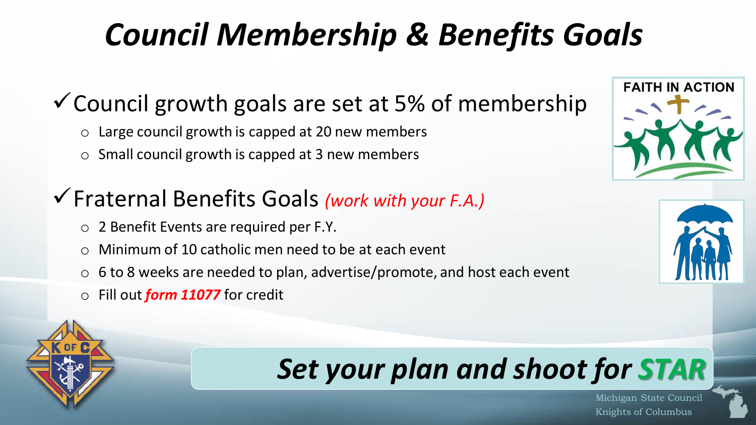# Council Membership & Benefits Goals

- ✓ Council growth goals are set at 5% of membership
  - Large council growth is capped at 20 new members
  - Small council growth is capped at 3 new members
- ✓ Fraternal Benefits Goals *(work with your F.A.)*
  - 2 Benefit Events are required per F.Y.
  - Minimum of 10 catholic men need to be at each event
  - 6 to 8 weeks are needed to plan, advertise/promote, and host each event
  - Fill out ***form 11077*** for credit

***Set your plan and shoot for STAR***

Michigan State Council
Knights of Columbus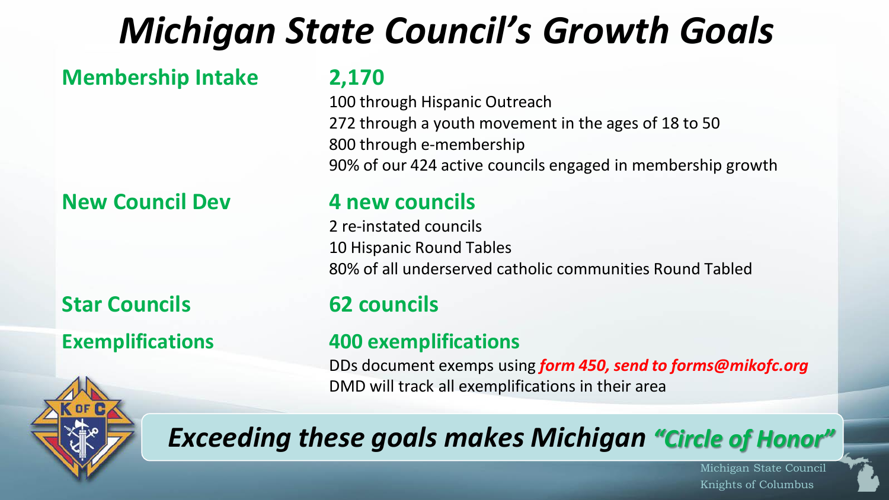# Michigan State Council's Growth Goals

**Membership Intake** — **2,170**

- 100 through Hispanic Outreach
- 272 through a youth movement in the ages of 18 to 50
- 800 through e-membership
- 90% of our 424 active councils engaged in membership growth

**New Council Dev** — **4 new councils**

- 2 re-instated councils
- 10 Hispanic Round Tables
- 80% of all underserved catholic communities Round Tabled

**Star Councils** — **62 councils**

**Exemplifications** — **400 exemplifications**

- DDs document exemps using ***form 450, send to forms@mikofc.org***
- DMD will track all exemplifications in their area

***Exceeding these goals makes Michigan "Circle of Honor"***

Michigan State Council
Knights of Columbus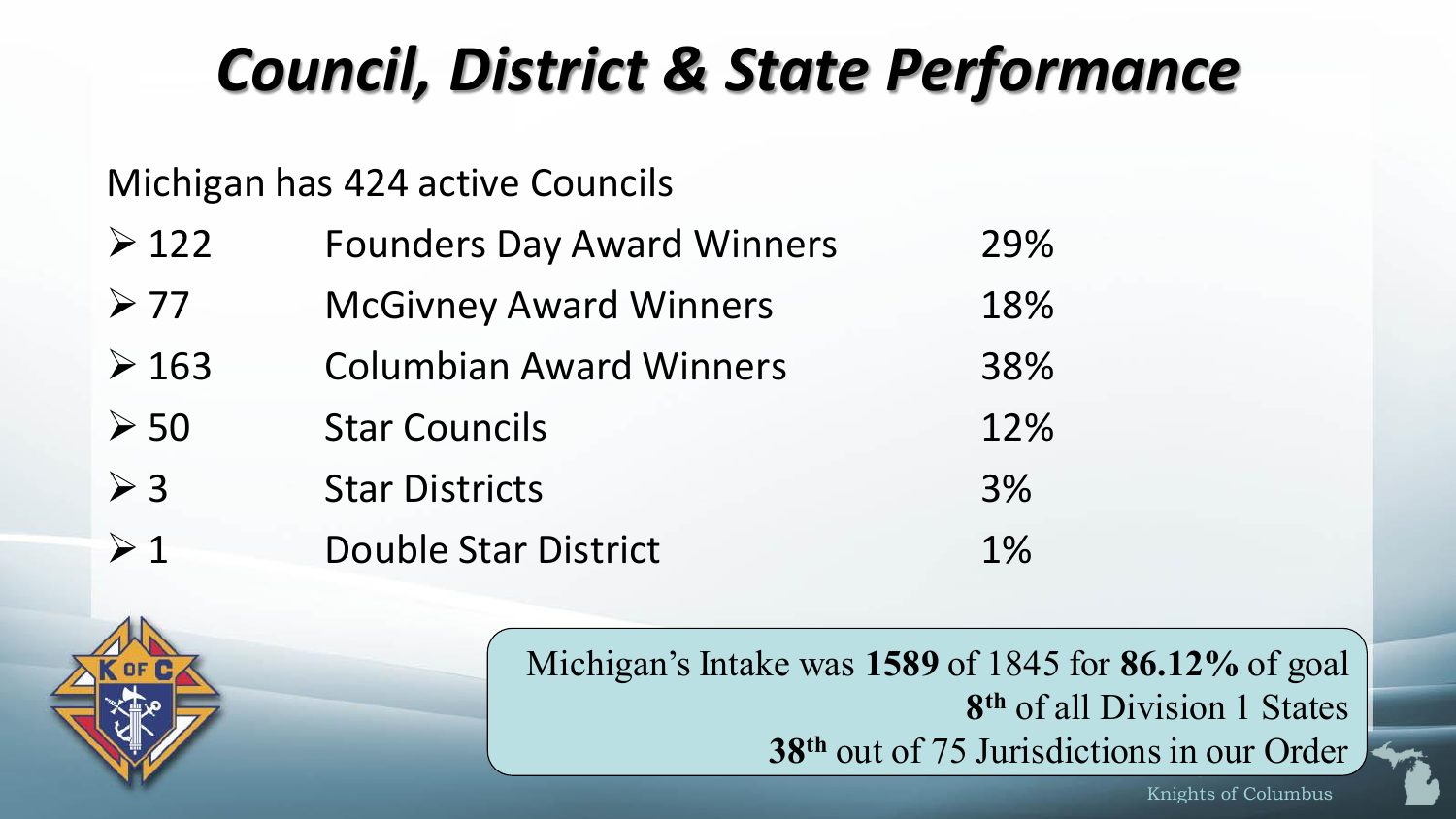# Council, District & State Performance

Michigan has 424 active Councils

| | | |
|---|---|---|
| 122 | Founders Day Award Winners | 29% |
| 77 | McGivney Award Winners | 18% |
| 163 | Columbian Award Winners | 38% |
| 50 | Star Councils | 12% |
| 3 | Star Districts | 3% |
| 1 | Double Star District | 1% |

Michigan's Intake was **1589** of 1845 for **86.12%** of goal
**8th** of all Division 1 States
**38th** out of 75 Jurisdictions in our Order

Knights of Columbus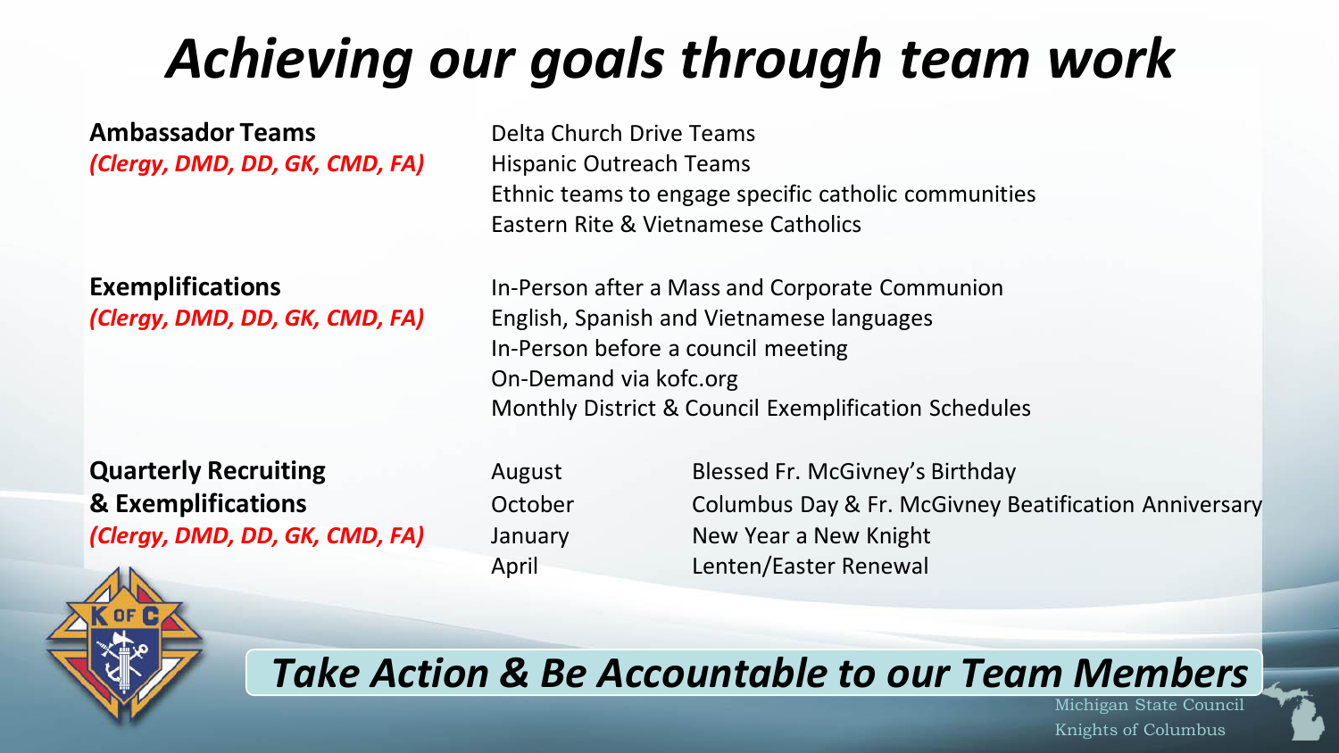# *Achieving our goals through team work*

**Ambassador Teams**
*(Clergy, DMD, DD, GK, CMD, FA)*

- Delta Church Drive Teams
- Hispanic Outreach Teams
- Ethnic teams to engage specific catholic communities
- Eastern Rite & Vietnamese Catholics

**Exemplifications**
*(Clergy, DMD, DD, GK, CMD, FA)*

- In-Person after a Mass and Corporate Communion
- English, Spanish and Vietnamese languages
- In-Person before a council meeting
- On-Demand via kofc.org
- Monthly District & Council Exemplification Schedules

**Quarterly Recruiting & Exemplifications**
*(Clergy, DMD, DD, GK, CMD, FA)*

| Month | Theme |
| --- | --- |
| August | Blessed Fr. McGivney's Birthday |
| October | Columbus Day & Fr. McGivney Beatification Anniversary |
| January | New Year a New Knight |
| April | Lenten/Easter Renewal |

***Take Action & Be Accountable to our Team Members***

Michigan State Council
Knights of Columbus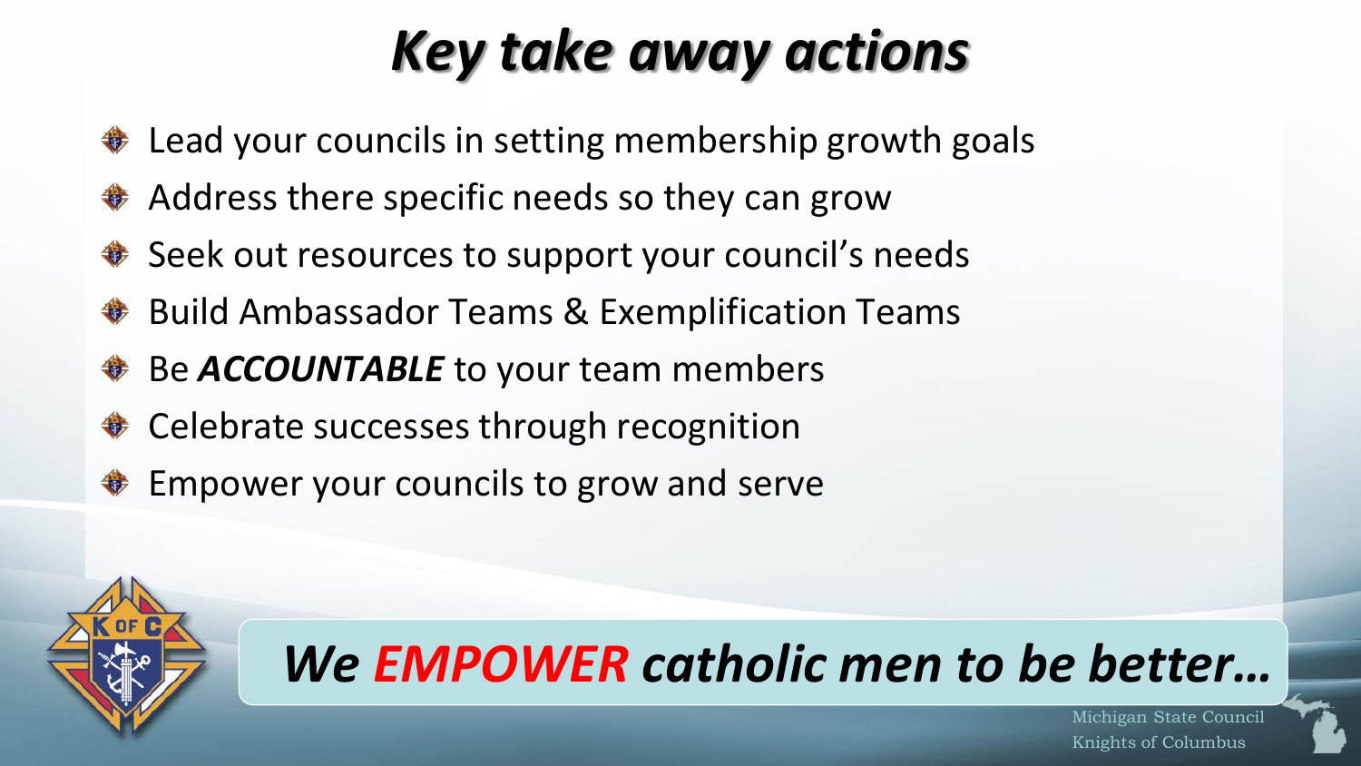# *Key take away actions*

- Lead your councils in setting membership growth goals
- Address there specific needs so they can grow
- Seek out resources to support your council's needs
- Build Ambassador Teams & Exemplification Teams
- Be ***ACCOUNTABLE*** to your team members
- Celebrate successes through recognition
- Empower your councils to grow and serve

***We EMPOWER catholic men to be better…***

Michigan State Council
Knights of Columbus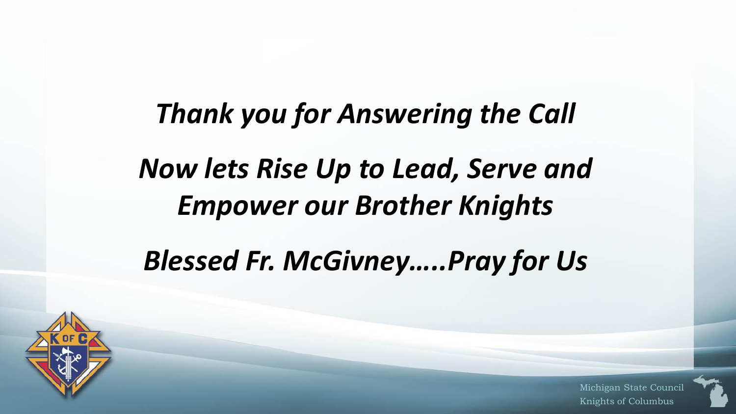***Thank you for Answering the Call***

***Now lets Rise Up to Lead, Serve and Empower our Brother Knights***

***Blessed Fr. McGivney…..Pray for Us***

Michigan State Council
Knights of Columbus